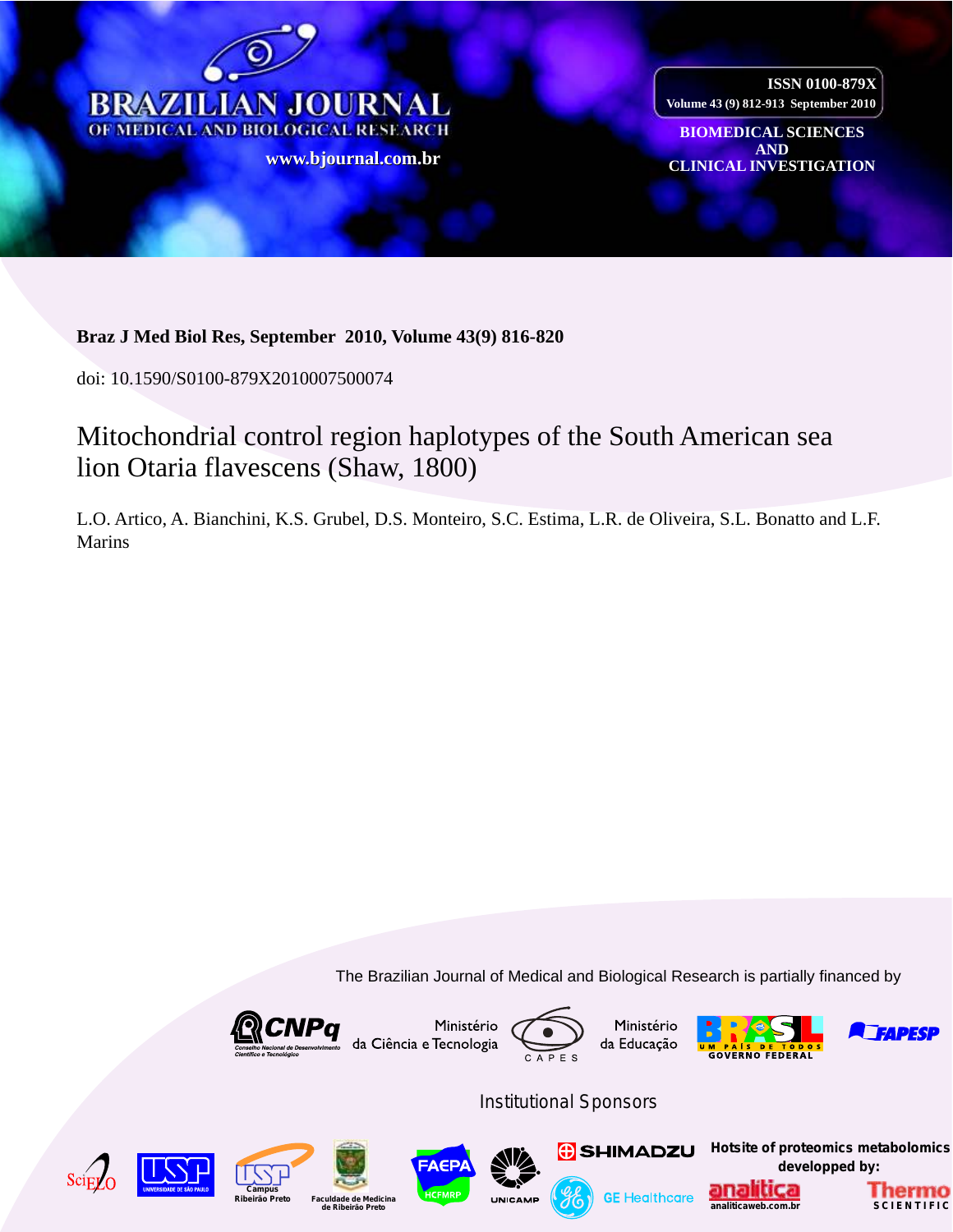# BRAZILIAN JOURNAL OF MEDICAL AND BIOLOGICAL RESEARCH

www.bjournal.com.br

ISSN 0100-879X
Volume 43 (9) 812-913 September 2010

BIOMEDICAL SCIENCES AND CLINICAL INVESTIGATION

**Braz J Med Biol Res, September 2010, Volume 43(9) 816-820**

doi: 10.1590/S0100-879X2010007500074

## Mitochondrial control region haplotypes of the South American sea lion Otaria flavescens (Shaw, 1800)

L.O. Artico, A. Bianchini, K.S. Grubel, D.S. Monteiro, S.C. Estima, L.R. de Oliveira, S.L. Bonatto and L.F. Marins

The Brazilian Journal of Medical and Biological Research is partially financed by

CNPq Conselho Nacional de Desenvolvimento Científico e Tecnológico · Ministério da Ciência e Tecnologia · CAPES · Ministério da Educação · BRASIL UM PAÍS DE TODOS GOVERNO FEDERAL · FAPESP

Institutional Sponsors

SciELO · USP Universidade de São Paulo · USP Campus Ribeirão Preto · Faculdade de Medicina de Ribeirão Preto · FAEPA HCFMRP · UNICAMP · SHIMADZU · GE Healthcare · Hotsite of proteomics metabolomics developped by: analitica analiticaweb.com.br · Thermo SCIENTIFIC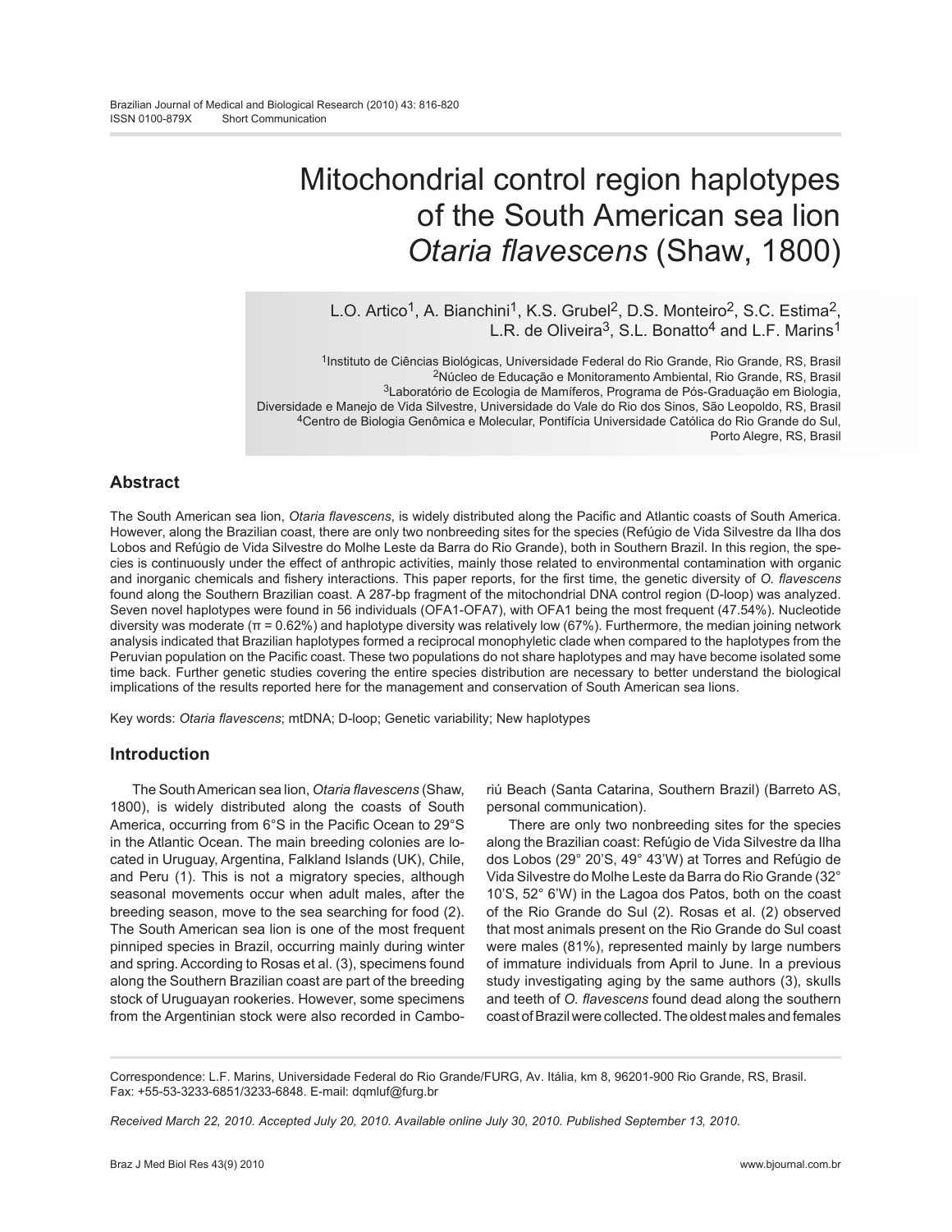Brazilian Journal of Medical and Biological Research (2010) 43: 816-820
ISSN 0100-879X Short Communication

# Mitochondrial control region haplotypes of the South American sea lion *Otaria flavescens* (Shaw, 1800)

L.O. Artico[1], A. Bianchini[1], K.S. Grubel[2], D.S. Monteiro[2], S.C. Estima[2], L.R. de Oliveira[3], S.L. Bonatto[4] and L.F. Marins[1]

[1]Instituto de Ciências Biológicas, Universidade Federal do Rio Grande, Rio Grande, RS, Brasil
[2]Núcleo de Educação e Monitoramento Ambiental, Rio Grande, RS, Brasil
[3]Laboratório de Ecologia de Mamíferos, Programa de Pós-Graduação em Biologia, Diversidade e Manejo de Vida Silvestre, Universidade do Vale do Rio dos Sinos, São Leopoldo, RS, Brasil
[4]Centro de Biologia Genômica e Molecular, Pontifícia Universidade Católica do Rio Grande do Sul, Porto Alegre, RS, Brasil

## Abstract

The South American sea lion, *Otaria flavescens*, is widely distributed along the Pacific and Atlantic coasts of South America. However, along the Brazilian coast, there are only two nonbreeding sites for the species (Refúgio de Vida Silvestre da Ilha dos Lobos and Refúgio de Vida Silvestre do Molhe Leste da Barra do Rio Grande), both in Southern Brazil. In this region, the species is continuously under the effect of anthropic activities, mainly those related to environmental contamination with organic and inorganic chemicals and fishery interactions. This paper reports, for the first time, the genetic diversity of *O. flavescens* found along the Southern Brazilian coast. A 287-bp fragment of the mitochondrial DNA control region (D-loop) was analyzed. Seven novel haplotypes were found in 56 individuals (OFA1-OFA7), with OFA1 being the most frequent (47.54%). Nucleotide diversity was moderate ($\pi$ = 0.62%) and haplotype diversity was relatively low (67%). Furthermore, the median joining network analysis indicated that Brazilian haplotypes formed a reciprocal monophyletic clade when compared to the haplotypes from the Peruvian population on the Pacific coast. These two populations do not share haplotypes and may have become isolated some time back. Further genetic studies covering the entire species distribution are necessary to better understand the biological implications of the results reported here for the management and conservation of South American sea lions.

Key words: *Otaria flavescens*; mtDNA; D-loop; Genetic variability; New haplotypes

## Introduction

The South American sea lion, *Otaria flavescens* (Shaw, 1800), is widely distributed along the coasts of South America, occurring from 6°S in the Pacific Ocean to 29°S in the Atlantic Ocean. The main breeding colonies are located in Uruguay, Argentina, Falkland Islands (UK), Chile, and Peru (1). This is not a migratory species, although seasonal movements occur when adult males, after the breeding season, move to the sea searching for food (2). The South American sea lion is one of the most frequent pinniped species in Brazil, occurring mainly during winter and spring. According to Rosas et al. (3), specimens found along the Southern Brazilian coast are part of the breeding stock of Uruguayan rookeries. However, some specimens from the Argentinian stock were also recorded in Camboriú Beach (Santa Catarina, Southern Brazil) (Barreto AS, personal communication).

There are only two nonbreeding sites for the species along the Brazilian coast: Refúgio de Vida Silvestre da Ilha dos Lobos (29° 20'S, 49° 43'W) at Torres and Refúgio de Vida Silvestre do Molhe Leste da Barra do Rio Grande (32° 10'S, 52° 6'W) in the Lagoa dos Patos, both on the coast of the Rio Grande do Sul (2). Rosas et al. (2) observed that most animals present on the Rio Grande do Sul coast were males (81%), represented mainly by large numbers of immature individuals from April to June. In a previous study investigating aging by the same authors (3), skulls and teeth of *O. flavescens* found dead along the southern coast of Brazil were collected. The oldest males and females

Correspondence: L.F. Marins, Universidade Federal do Rio Grande/FURG, Av. Itália, km 8, 96201-900 Rio Grande, RS, Brasil. Fax: +55-53-3233-6851/3233-6848. E-mail: dqmluf@furg.br

*Received March 22, 2010. Accepted July 20, 2010. Available online July 30, 2010. Published September 13, 2010.*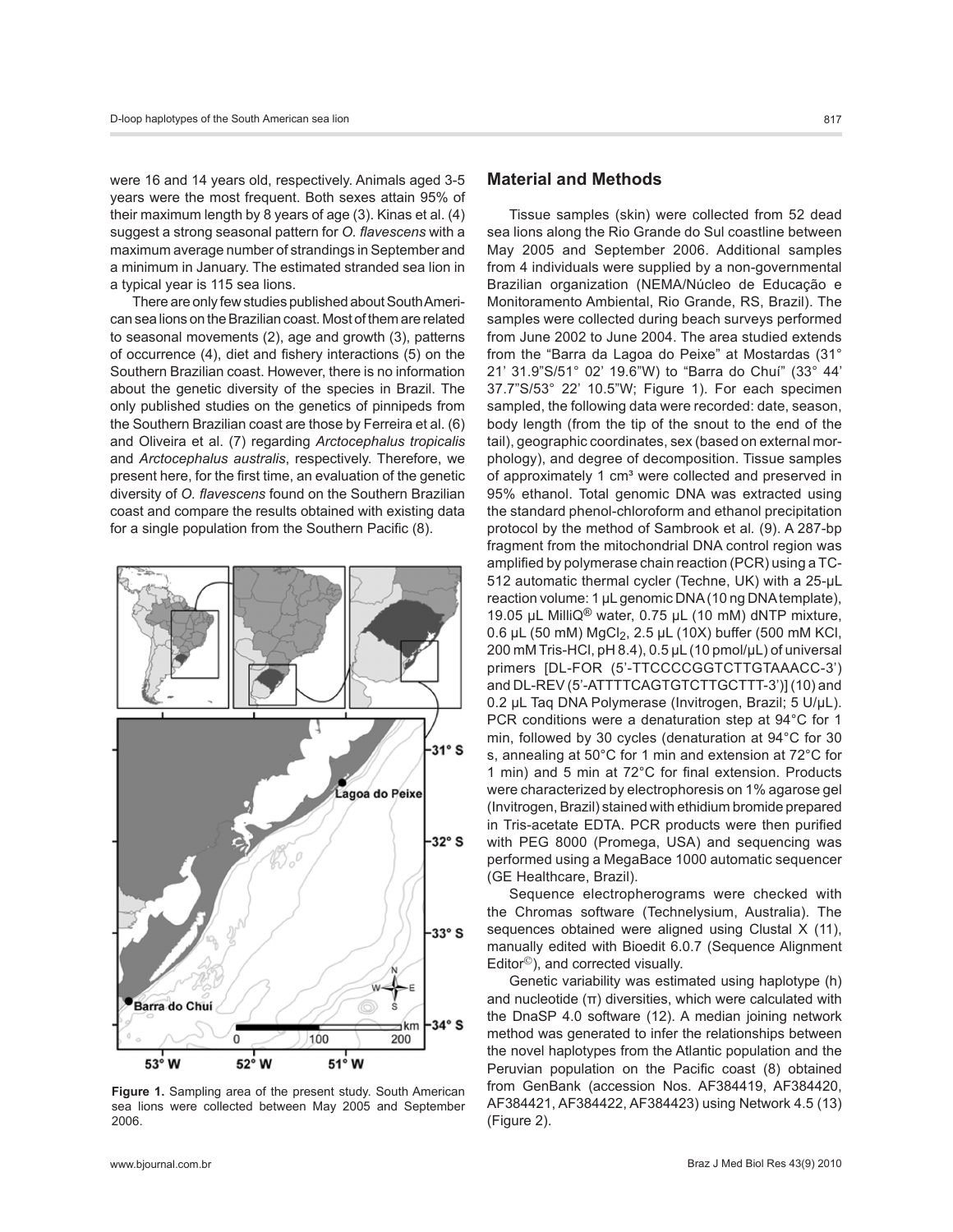were 16 and 14 years old, respectively. Animals aged 3-5 years were the most frequent. Both sexes attain 95% of their maximum length by 8 years of age (3). Kinas et al. (4) suggest a strong seasonal pattern for *O. flavescens* with a maximum average number of strandings in September and a minimum in January. The estimated stranded sea lion in a typical year is 115 sea lions.

There are only few studies published about South American sea lions on the Brazilian coast. Most of them are related to seasonal movements (2), age and growth (3), patterns of occurrence (4), diet and fishery interactions (5) on the Southern Brazilian coast. However, there is no information about the genetic diversity of the species in Brazil. The only published studies on the genetics of pinnipeds from the Southern Brazilian coast are those by Ferreira et al. (6) and Oliveira et al. (7) regarding *Arctocephalus tropicalis* and *Arctocephalus australis*, respectively. Therefore, we present here, for the first time, an evaluation of the genetic diversity of *O. flavescens* found on the Southern Brazilian coast and compare the results obtained with existing data for a single population from the Southern Pacific (8).

**Figure 1.** Sampling area of the present study. South American sea lions were collected between May 2005 and September 2006.

## Material and Methods

Tissue samples (skin) were collected from 52 dead sea lions along the Rio Grande do Sul coastline between May 2005 and September 2006. Additional samples from 4 individuals were supplied by a non-governmental Brazilian organization (NEMA/Núcleo de Educação e Monitoramento Ambiental, Rio Grande, RS, Brazil). The samples were collected during beach surveys performed from June 2002 to June 2004. The area studied extends from the "Barra da Lagoa do Peixe" at Mostardas (31° 21' 31.9"S/51° 02' 19.6"W) to "Barra do Chuí" (33° 44' 37.7"S/53° 22' 10.5"W; Figure 1). For each specimen sampled, the following data were recorded: date, season, body length (from the tip of the snout to the end of the tail), geographic coordinates, sex (based on external morphology), and degree of decomposition. Tissue samples of approximately 1 cm³ were collected and preserved in 95% ethanol. Total genomic DNA was extracted using the standard phenol-chloroform and ethanol precipitation protocol by the method of Sambrook et al. (9). A 287-bp fragment from the mitochondrial DNA control region was amplified by polymerase chain reaction (PCR) using a TC-512 automatic thermal cycler (Techne, UK) with a 25-µL reaction volume: 1 µL genomic DNA (10 ng DNA template), 19.05 µL MilliQ® water, 0.75 µL (10 mM) dNTP mixture, 0.6 µL (50 mM) $MgCl_2$, 2.5 µL (10X) buffer (500 mM KCl, 200 mM Tris-HCl, pH 8.4), 0.5 µL (10 pmol/µL) of universal primers [DL-FOR (5'-TTCCCCGGTCTTGTAAACC-3') and DL-REV (5'-ATTTTCAGTGTCTTGCTTT-3')] (10) and 0.2 µL Taq DNA Polymerase (Invitrogen, Brazil; 5 U/µL). PCR conditions were a denaturation step at 94°C for 1 min, followed by 30 cycles (denaturation at 94°C for 30 s, annealing at 50°C for 1 min and extension at 72°C for 1 min) and 5 min at 72°C for final extension. Products were characterized by electrophoresis on 1% agarose gel (Invitrogen, Brazil) stained with ethidium bromide prepared in Tris-acetate EDTA. PCR products were then purified with PEG 8000 (Promega, USA) and sequencing was performed using a MegaBace 1000 automatic sequencer (GE Healthcare, Brazil).

Sequence electropherograms were checked with the Chromas software (Technelysium, Australia). The sequences obtained were aligned using Clustal X (11), manually edited with Bioedit 6.0.7 (Sequence Alignment Editor©), and corrected visually.

Genetic variability was estimated using haplotype (h) and nucleotide (π) diversities, which were calculated with the DnaSP 4.0 software (12). A median joining network method was generated to infer the relationships between the novel haplotypes from the Atlantic population and the Peruvian population on the Pacific coast (8) obtained from GenBank (accession Nos. AF384419, AF384420, AF384421, AF384422, AF384423) using Network 4.5 (13) (Figure 2).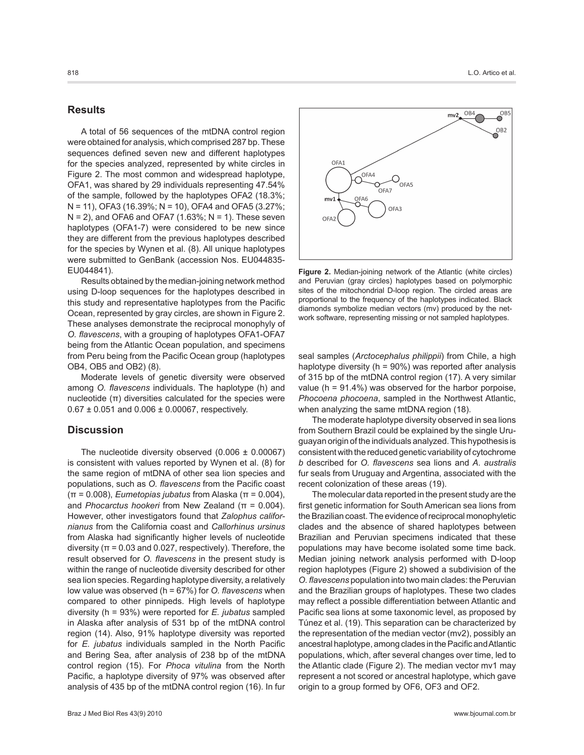## Results

A total of 56 sequences of the mtDNA control region were obtained for analysis, which comprised 287 bp. These sequences defined seven new and different haplotypes for the species analyzed, represented by white circles in Figure 2. The most common and widespread haplotype, OFA1, was shared by 29 individuals representing 47.54% of the sample, followed by the haplotypes OFA2 (18.3%; N = 11), OFA3 (16.39%; N = 10), OFA4 and OFA5 (3.27%; N = 2), and OFA6 and OFA7 (1.63%; N = 1). These seven haplotypes (OFA1-7) were considered to be new since they are different from the previous haplotypes described for the species by Wynen et al. (8). All unique haplotypes were submitted to GenBank (accession Nos. EU044835-EU044841).

Results obtained by the median-joining network method using D-loop sequences for the haplotypes described in this study and representative haplotypes from the Pacific Ocean, represented by gray circles, are shown in Figure 2. These analyses demonstrate the reciprocal monophyly of *O. flavescens*, with a grouping of haplotypes OFA1-OFA7 being from the Atlantic Ocean population, and specimens from Peru being from the Pacific Ocean group (haplotypes OB4, OB5 and OB2) (8).

Moderate levels of genetic diversity were observed among *O. flavescens* individuals. The haplotype (h) and nucleotide ($\pi$) diversities calculated for the species were $0.67 \pm 0.051$ and $0.006 \pm 0.00067$, respectively.

**Figure 2.** Median-joining network of the Atlantic (white circles) and Peruvian (gray circles) haplotypes based on polymorphic sites of the mitochondrial D-loop region. The circled areas are proportional to the frequency of the haplotypes indicated. Black diamonds symbolize median vectors (mv) produced by the network software, representing missing or not sampled haplotypes.

## Discussion

The nucleotide diversity observed ($0.006 \pm 0.00067$) is consistent with values reported by Wynen et al. (8) for the same region of mtDNA of other sea lion species and populations, such as *O. flavescens* from the Pacific coast ($\pi$ = 0.008), *Eumetopias jubatus* from Alaska ($\pi$ = 0.004), and *Phocarctus hookeri* from New Zealand ($\pi$ = 0.004). However, other investigators found that *Zalophus californianus* from the California coast and *Callorhinus ursinus* from Alaska had significantly higher levels of nucleotide diversity ($\pi$ = 0.03 and 0.027, respectively). Therefore, the result observed for *O. flavescens* in the present study is within the range of nucleotide diversity described for other sea lion species. Regarding haplotype diversity, a relatively low value was observed (h = 67%) for *O. flavescens* when compared to other pinnipeds. High levels of haplotype diversity (h = 93%) were reported for *E. jubatus* sampled in Alaska after analysis of 531 bp of the mtDNA control region (14). Also, 91% haplotype diversity was reported for *E. jubatus* individuals sampled in the North Pacific and Bering Sea, after analysis of 238 bp of the mtDNA control region (15). For *Phoca vitulina* from the North Pacific, a haplotype diversity of 97% was observed after analysis of 435 bp of the mtDNA control region (16). In fur seal samples (*Arctocephalus philippii*) from Chile, a high haplotype diversity (h = 90%) was reported after analysis of 315 bp of the mtDNA control region (17). A very similar value (h = 91.4%) was observed for the harbor porpoise, *Phocoena phocoena*, sampled in the Northwest Atlantic, when analyzing the same mtDNA region (18).

The moderate haplotype diversity observed in sea lions from Southern Brazil could be explained by the single Uruguayan origin of the individuals analyzed. This hypothesis is consistent with the reduced genetic variability of cytochrome *b* described for *O. flavescens* sea lions and *A. australis* fur seals from Uruguay and Argentina, associated with the recent colonization of these areas (19).

The molecular data reported in the present study are the first genetic information for South American sea lions from the Brazilian coast. The evidence of reciprocal monophyletic clades and the absence of shared haplotypes between Brazilian and Peruvian specimens indicated that these populations may have become isolated some time back. Median joining network analysis performed with D-loop region haplotypes (Figure 2) showed a subdivision of the *O. flavescens* population into two main clades: the Peruvian and the Brazilian groups of haplotypes. These two clades may reflect a possible differentiation between Atlantic and Pacific sea lions at some taxonomic level, as proposed by Túnez et al. (19). This separation can be characterized by the representation of the median vector (mv2), possibly an ancestral haplotype, among clades in the Pacific and Atlantic populations, which, after several changes over time, led to the Atlantic clade (Figure 2). The median vector mv1 may represent a not scored or ancestral haplotype, which gave origin to a group formed by OF6, OF3 and OF2.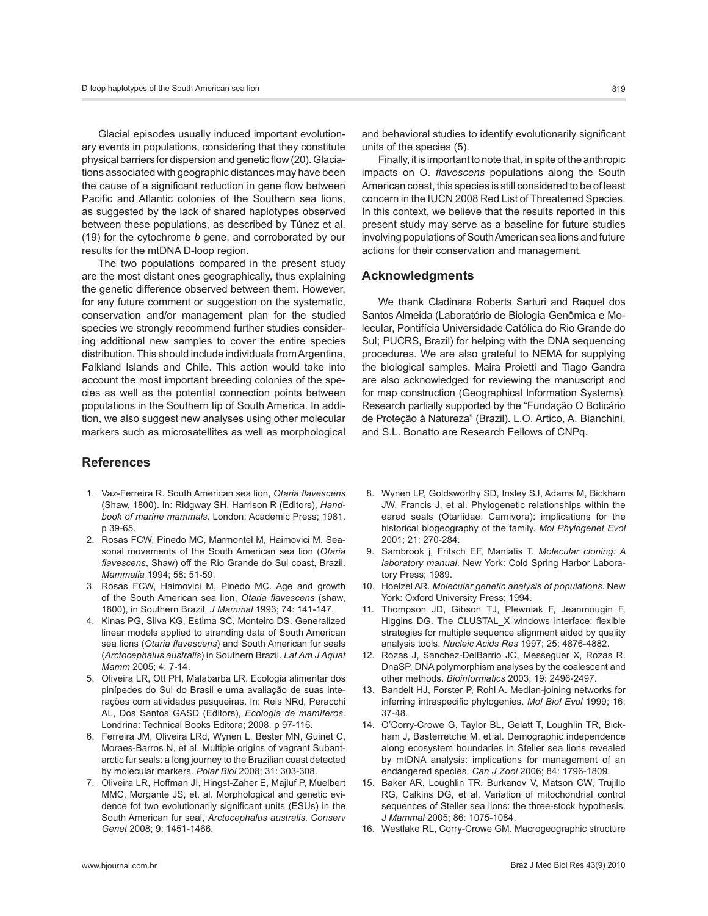Glacial episodes usually induced important evolutionary events in populations, considering that they constitute physical barriers for dispersion and genetic flow (20). Glaciations associated with geographic distances may have been the cause of a significant reduction in gene flow between Pacific and Atlantic colonies of the Southern sea lions, as suggested by the lack of shared haplotypes observed between these populations, as described by Túnez et al. (19) for the cytochrome *b* gene, and corroborated by our results for the mtDNA D-loop region.

The two populations compared in the present study are the most distant ones geographically, thus explaining the genetic difference observed between them. However, for any future comment or suggestion on the systematic, conservation and/or management plan for the studied species we strongly recommend further studies considering additional new samples to cover the entire species distribution. This should include individuals from Argentina, Falkland Islands and Chile. This action would take into account the most important breeding colonies of the species as well as the potential connection points between populations in the Southern tip of South America. In addition, we also suggest new analyses using other molecular markers such as microsatellites as well as morphological and behavioral studies to identify evolutionarily significant units of the species (5).

Finally, it is important to note that, in spite of the anthropic impacts on O. *flavescens* populations along the South American coast, this species is still considered to be of least concern in the IUCN 2008 Red List of Threatened Species. In this context, we believe that the results reported in this present study may serve as a baseline for future studies involving populations of South American sea lions and future actions for their conservation and management.

## Acknowledgments

We thank Cladinara Roberts Sarturi and Raquel dos Santos Almeida (Laboratório de Biologia Genômica e Molecular, Pontifícia Universidade Católica do Rio Grande do Sul; PUCRS, Brazil) for helping with the DNA sequencing procedures. We are also grateful to NEMA for supplying the biological samples. Maira Proietti and Tiago Gandra are also acknowledged for reviewing the manuscript and for map construction (Geographical Information Systems). Research partially supported by the "Fundação O Boticário de Proteção à Natureza" (Brazil). L.O. Artico, A. Bianchini, and S.L. Bonatto are Research Fellows of CNPq.

## References

1. Vaz-Ferreira R. South American sea lion, *Otaria flavescens* (Shaw, 1800). In: Ridgway SH, Harrison R (Editors), *Handbook of marine mammals*. London: Academic Press; 1981. p 39-65.
2. Rosas FCW, Pinedo MC, Marmontel M, Haimovici M. Seasonal movements of the South American sea lion (*Otaria flavescens*, Shaw) off the Rio Grande do Sul coast, Brazil. *Mammalia* 1994; 58: 51-59.
3. Rosas FCW, Haimovici M, Pinedo MC. Age and growth of the South American sea lion, *Otaria flavescens* (shaw, 1800), in Southern Brazil. *J Mammal* 1993; 74: 141-147.
4. Kinas PG, Silva KG, Estima SC, Monteiro DS. Generalized linear models applied to stranding data of South American sea lions (*Otaria flavescens*) and South American fur seals (*Arctocephalus australis*) in Southern Brazil. *Lat Am J Aquat Mamm* 2005; 4: 7-14.
5. Oliveira LR, Ott PH, Malabarba LR. Ecologia alimentar dos pinípedes do Sul do Brasil e uma avaliação de suas interações com atividades pesqueiras. In: Reis NRd, Peracchi AL, Dos Santos GASD (Editors), *Ecologia de mamíferos*. Londrina: Technical Books Editora; 2008. p 97-116.
6. Ferreira JM, Oliveira LRd, Wynen L, Bester MN, Guinet C, Moraes-Barros N, et al. Multiple origins of vagrant Subantarctic fur seals: a long journey to the Brazilian coast detected by molecular markers. *Polar Biol* 2008; 31: 303-308.
7. Oliveira LR, Hoffman JI, Hingst-Zaher E, Majluf P, Muelbert MMC, Morgante JS, et. al. Morphological and genetic evidence fot two evolutionarily significant units (ESUs) in the South American fur seal, *Arctocephalus australis*. *Conserv Genet* 2008; 9: 1451-1466.
8. Wynen LP, Goldsworthy SD, Insley SJ, Adams M, Bickham JW, Francis J, et al. Phylogenetic relationships within the eared seals (Otariidae: Carnivora): implications for the historical biogeography of the family. *Mol Phylogenet Evol* 2001; 21: 270-284.
9. Sambrook j, Fritsch EF, Maniatis T. *Molecular cloning: A laboratory manual*. New York: Cold Spring Harbor Laboratory Press; 1989.
10. Hoelzel AR. *Molecular genetic analysis of populations*. New York: Oxford University Press; 1994.
11. Thompson JD, Gibson TJ, Plewniak F, Jeanmougin F, Higgins DG. The CLUSTAL_X windows interface: flexible strategies for multiple sequence alignment aided by quality analysis tools. *Nucleic Acids Res* 1997; 25: 4876-4882.
12. Rozas J, Sanchez-DelBarrio JC, Messeguer X, Rozas R. DnaSP, DNA polymorphism analyses by the coalescent and other methods. *Bioinformatics* 2003; 19: 2496-2497.
13. Bandelt HJ, Forster P, Rohl A. Median-joining networks for inferring intraspecific phylogenies. *Mol Biol Evol* 1999; 16: 37-48.
14. O'Corry-Crowe G, Taylor BL, Gelatt T, Loughlin TR, Bickham J, Basterretche M, et al. Demographic independence along ecosystem boundaries in Steller sea lions revealed by mtDNA analysis: implications for management of an endangered species. *Can J Zool* 2006; 84: 1796-1809.
15. Baker AR, Loughlin TR, Burkanov V, Matson CW, Trujillo RG, Calkins DG, et al. Variation of mitochondrial control sequences of Steller sea lions: the three-stock hypothesis. *J Mammal* 2005; 86: 1075-1084.
16. Westlake RL, Corry-Crowe GM. Macrogeographic structure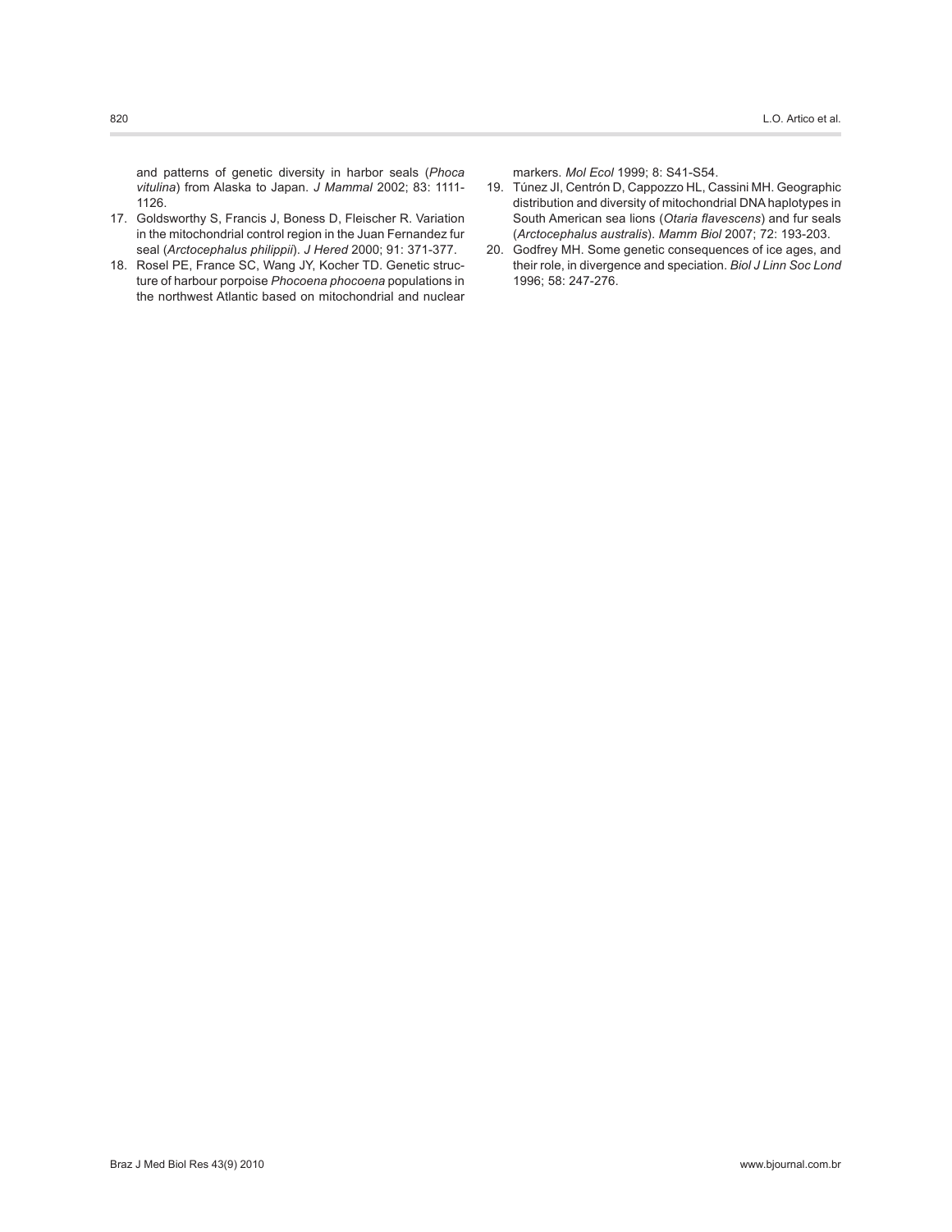and patterns of genetic diversity in harbor seals (*Phoca vitulina*) from Alaska to Japan. *J Mammal* 2002; 83: 1111-1126.

17. Goldsworthy S, Francis J, Boness D, Fleischer R. Variation in the mitochondrial control region in the Juan Fernandez fur seal (*Arctocephalus philippii*). *J Hered* 2000; 91: 371-377.
18. Rosel PE, France SC, Wang JY, Kocher TD. Genetic structure of harbour porpoise *Phocoena phocoena* populations in the northwest Atlantic based on mitochondrial and nuclear markers. *Mol Ecol* 1999; 8: S41-S54.
19. Túnez JI, Centrón D, Cappozzo HL, Cassini MH. Geographic distribution and diversity of mitochondrial DNA haplotypes in South American sea lions (*Otaria flavescens*) and fur seals (*Arctocephalus australis*). *Mamm Biol* 2007; 72: 193-203.
20. Godfrey MH. Some genetic consequences of ice ages, and their role, in divergence and speciation. *Biol J Linn Soc Lond* 1996; 58: 247-276.